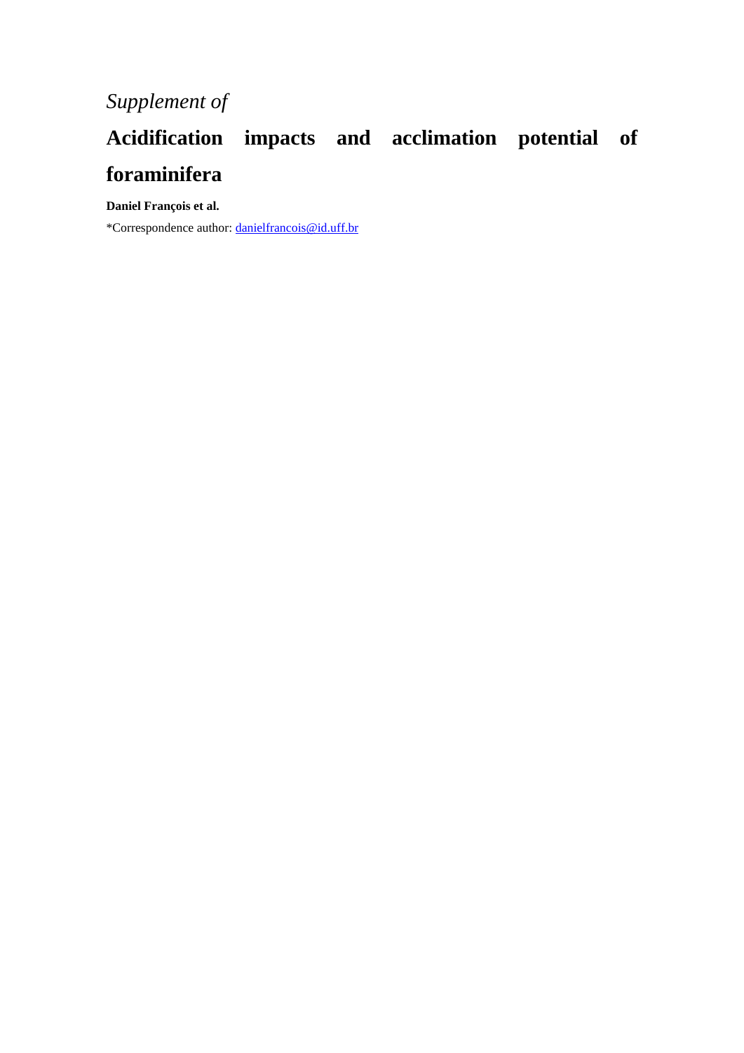*Supplement of*

# Acidification impacts and acclimation potential of foraminifera

**Daniel François et al.**

*Correspondence author: danielfrancois@id.uff.br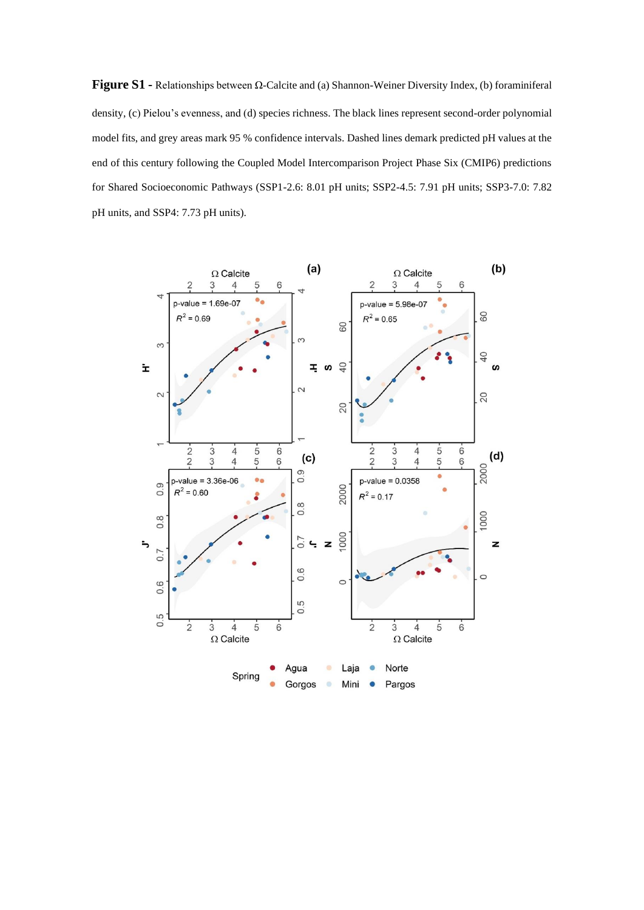**Figure S1 -** Relationships between Ω-Calcite and (a) Shannon-Weiner Diversity Index, (b) foraminiferal density, (c) Pielou's evenness, and (d) species richness. The black lines represent second-order polynomial model fits, and grey areas mark 95 % confidence intervals. Dashed lines demark predicted pH values at the end of this century following the Coupled Model Intercomparison Project Phase Six (CMIP6) predictions for Shared Socioeconomic Pathways (SSP1-2.6: 8.01 pH units; SSP2-4.5: 7.91 pH units; SSP3-7.0: 7.82 pH units, and SSP4: 7.73 pH units).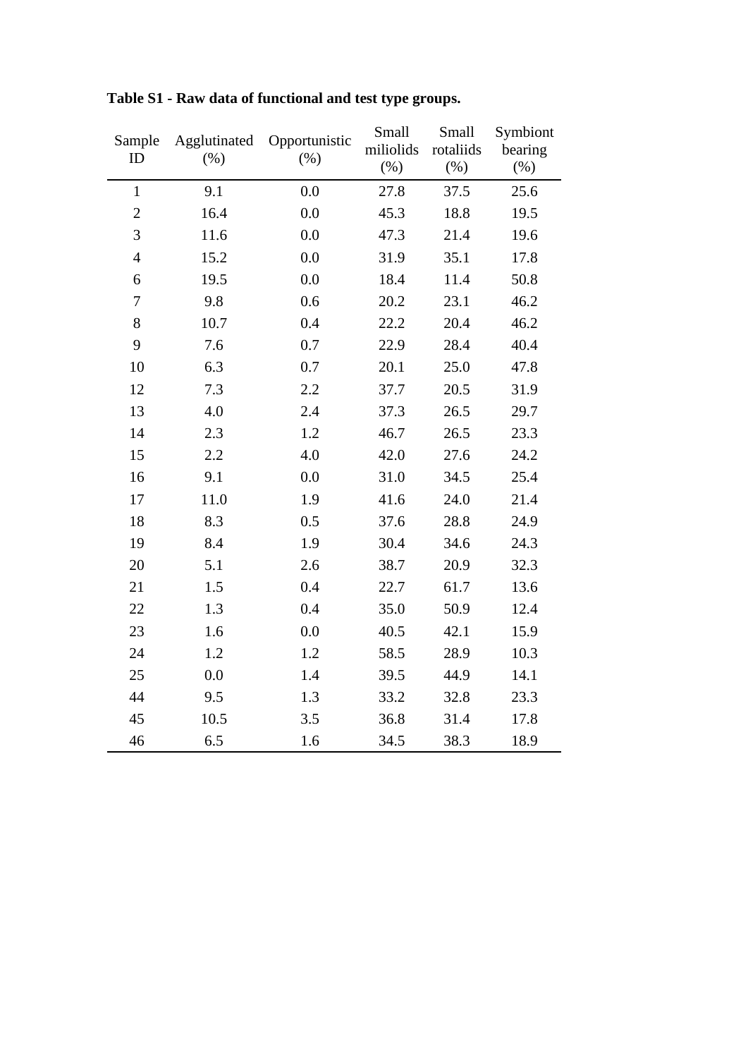**Table S1 - Raw data of functional and test type groups.**

| Sample ID | Agglutinated (%) | Opportunistic (%) | Small miliolids (%) | Small rotaliids (%) | Symbiont bearing (%) |
|---|---|---|---|---|---|
| 1 | 9.1 | 0.0 | 27.8 | 37.5 | 25.6 |
| 2 | 16.4 | 0.0 | 45.3 | 18.8 | 19.5 |
| 3 | 11.6 | 0.0 | 47.3 | 21.4 | 19.6 |
| 4 | 15.2 | 0.0 | 31.9 | 35.1 | 17.8 |
| 6 | 19.5 | 0.0 | 18.4 | 11.4 | 50.8 |
| 7 | 9.8 | 0.6 | 20.2 | 23.1 | 46.2 |
| 8 | 10.7 | 0.4 | 22.2 | 20.4 | 46.2 |
| 9 | 7.6 | 0.7 | 22.9 | 28.4 | 40.4 |
| 10 | 6.3 | 0.7 | 20.1 | 25.0 | 47.8 |
| 12 | 7.3 | 2.2 | 37.7 | 20.5 | 31.9 |
| 13 | 4.0 | 2.4 | 37.3 | 26.5 | 29.7 |
| 14 | 2.3 | 1.2 | 46.7 | 26.5 | 23.3 |
| 15 | 2.2 | 4.0 | 42.0 | 27.6 | 24.2 |
| 16 | 9.1 | 0.0 | 31.0 | 34.5 | 25.4 |
| 17 | 11.0 | 1.9 | 41.6 | 24.0 | 21.4 |
| 18 | 8.3 | 0.5 | 37.6 | 28.8 | 24.9 |
| 19 | 8.4 | 1.9 | 30.4 | 34.6 | 24.3 |
| 20 | 5.1 | 2.6 | 38.7 | 20.9 | 32.3 |
| 21 | 1.5 | 0.4 | 22.7 | 61.7 | 13.6 |
| 22 | 1.3 | 0.4 | 35.0 | 50.9 | 12.4 |
| 23 | 1.6 | 0.0 | 40.5 | 42.1 | 15.9 |
| 24 | 1.2 | 1.2 | 58.5 | 28.9 | 10.3 |
| 25 | 0.0 | 1.4 | 39.5 | 44.9 | 14.1 |
| 44 | 9.5 | 1.3 | 33.2 | 32.8 | 23.3 |
| 45 | 10.5 | 3.5 | 36.8 | 31.4 | 17.8 |
| 46 | 6.5 | 1.6 | 34.5 | 38.3 | 18.9 |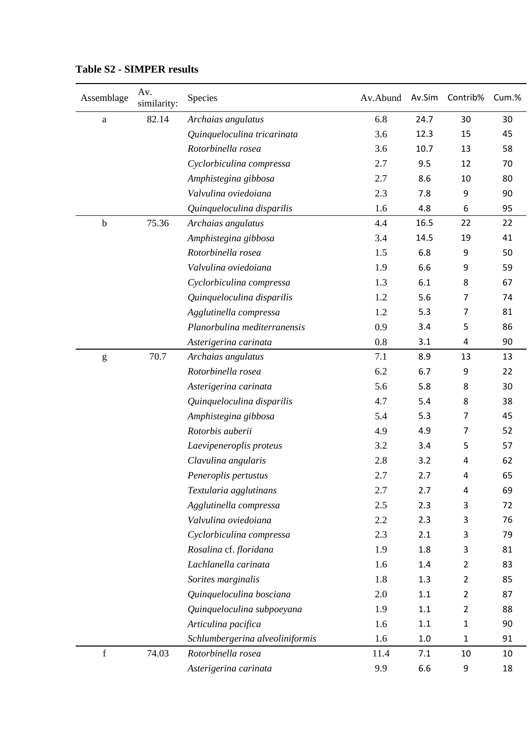**Table S2 - SIMPER results**

| Assemblage | Av. similarity: | Species | Av.Abund | Av.Sim | Contrib% | Cum.% |
|---|---|---|---|---|---|---|
| a | 82.14 | *Archaias angulatus* | 6.8 | 24.7 | 30 | 30 |
| | | *Quinqueloculina tricarinata* | 3.6 | 12.3 | 15 | 45 |
| | | *Rotorbinella rosea* | 3.6 | 10.7 | 13 | 58 |
| | | *Cyclorbiculina compressa* | 2.7 | 9.5 | 12 | 70 |
| | | *Amphistegina gibbosa* | 2.7 | 8.6 | 10 | 80 |
| | | *Valvulina oviedoiana* | 2.3 | 7.8 | 9 | 90 |
| | | *Quinqueloculina disparilis* | 1.6 | 4.8 | 6 | 95 |
| b | 75.36 | *Archaias angulatus* | 4.4 | 16.5 | 22 | 22 |
| | | *Amphistegina gibbosa* | 3.4 | 14.5 | 19 | 41 |
| | | *Rotorbinella rosea* | 1.5 | 6.8 | 9 | 50 |
| | | *Valvulina oviedoiana* | 1.9 | 6.6 | 9 | 59 |
| | | *Cyclorbiculina compressa* | 1.3 | 6.1 | 8 | 67 |
| | | *Quinqueloculina disparilis* | 1.2 | 5.6 | 7 | 74 |
| | | *Agglutinella compressa* | 1.2 | 5.3 | 7 | 81 |
| | | *Planorbulina mediterranensis* | 0.9 | 3.4 | 5 | 86 |
| | | *Asterigerina carinata* | 0.8 | 3.1 | 4 | 90 |
| g | 70.7 | *Archaias angulatus* | 7.1 | 8.9 | 13 | 13 |
| | | *Rotorbinella rosea* | 6.2 | 6.7 | 9 | 22 |
| | | *Asterigerina carinata* | 5.6 | 5.8 | 8 | 30 |
| | | *Quinqueloculina disparilis* | 4.7 | 5.4 | 8 | 38 |
| | | *Amphistegina gibbosa* | 5.4 | 5.3 | 7 | 45 |
| | | *Rotorbis auberii* | 4.9 | 4.9 | 7 | 52 |
| | | *Laevipeneroplis proteus* | 3.2 | 3.4 | 5 | 57 |
| | | *Clavulina angularis* | 2.8 | 3.2 | 4 | 62 |
| | | *Peneroplis pertustus* | 2.7 | 2.7 | 4 | 65 |
| | | *Textularia agglutinans* | 2.7 | 2.7 | 4 | 69 |
| | | *Agglutinella compressa* | 2.5 | 2.3 | 3 | 72 |
| | | *Valvulina oviedoiana* | 2.2 | 2.3 | 3 | 76 |
| | | *Cyclorbiculina compressa* | 2.3 | 2.1 | 3 | 79 |
| | | *Rosalina* cf. *floridana* | 1.9 | 1.8 | 3 | 81 |
| | | *Lachlanella carinata* | 1.6 | 1.4 | 2 | 83 |
| | | *Sorites marginalis* | 1.8 | 1.3 | 2 | 85 |
| | | *Quinqueloculina bosciana* | 2.0 | 1.1 | 2 | 87 |
| | | *Quinqueloculina subpoeyana* | 1.9 | 1.1 | 2 | 88 |
| | | *Articulina pacifica* | 1.6 | 1.1 | 1 | 90 |
| | | *Schlumbergerina alveoliniformis* | 1.6 | 1.0 | 1 | 91 |
| f | 74.03 | *Rotorbinella rosea* | 11.4 | 7.1 | 10 | 10 |
| | | *Asterigerina carinata* | 9.9 | 6.6 | 9 | 18 |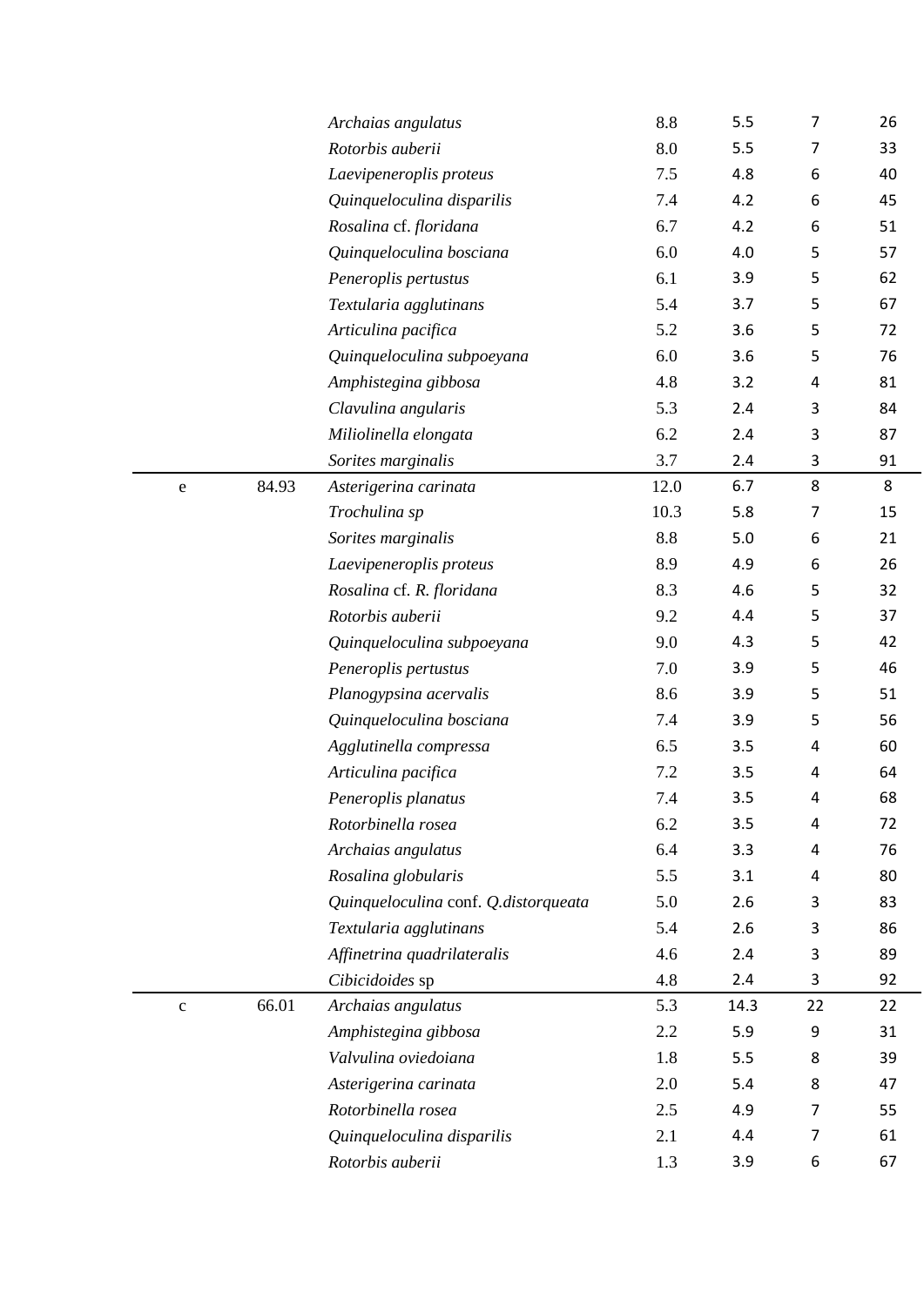|  |  |  |  |  |  |  |
|---|---|---|---|---|---|---|
|  |  | *Archaias angulatus* | 8.8 | 5.5 | 7 | 26 |
|  |  | *Rotorbis auberii* | 8.0 | 5.5 | 7 | 33 |
|  |  | *Laevipeneroplis proteus* | 7.5 | 4.8 | 6 | 40 |
|  |  | *Quinqueloculina disparilis* | 7.4 | 4.2 | 6 | 45 |
|  |  | *Rosalina* cf. *floridana* | 6.7 | 4.2 | 6 | 51 |
|  |  | *Quinqueloculina bosciana* | 6.0 | 4.0 | 5 | 57 |
|  |  | *Peneroplis pertustus* | 6.1 | 3.9 | 5 | 62 |
|  |  | *Textularia agglutinans* | 5.4 | 3.7 | 5 | 67 |
|  |  | *Articulina pacifica* | 5.2 | 3.6 | 5 | 72 |
|  |  | *Quinqueloculina subpoeyana* | 6.0 | 3.6 | 5 | 76 |
|  |  | *Amphistegina gibbosa* | 4.8 | 3.2 | 4 | 81 |
|  |  | *Clavulina angularis* | 5.3 | 2.4 | 3 | 84 |
|  |  | *Miliolinella elongata* | 6.2 | 2.4 | 3 | 87 |
|  |  | *Sorites marginalis* | 3.7 | 2.4 | 3 | 91 |
| e | 84.93 | *Asterigerina carinata* | 12.0 | 6.7 | 8 | 8 |
|  |  | *Trochulina sp* | 10.3 | 5.8 | 7 | 15 |
|  |  | *Sorites marginalis* | 8.8 | 5.0 | 6 | 21 |
|  |  | *Laevipeneroplis proteus* | 8.9 | 4.9 | 6 | 26 |
|  |  | *Rosalina* cf. *R. floridana* | 8.3 | 4.6 | 5 | 32 |
|  |  | *Rotorbis auberii* | 9.2 | 4.4 | 5 | 37 |
|  |  | *Quinqueloculina subpoeyana* | 9.0 | 4.3 | 5 | 42 |
|  |  | *Peneroplis pertustus* | 7.0 | 3.9 | 5 | 46 |
|  |  | *Planogypsina acervalis* | 8.6 | 3.9 | 5 | 51 |
|  |  | *Quinqueloculina bosciana* | 7.4 | 3.9 | 5 | 56 |
|  |  | *Agglutinella compressa* | 6.5 | 3.5 | 4 | 60 |
|  |  | *Articulina pacifica* | 7.2 | 3.5 | 4 | 64 |
|  |  | *Peneroplis planatus* | 7.4 | 3.5 | 4 | 68 |
|  |  | *Rotorbinella rosea* | 6.2 | 3.5 | 4 | 72 |
|  |  | *Archaias angulatus* | 6.4 | 3.3 | 4 | 76 |
|  |  | *Rosalina globularis* | 5.5 | 3.1 | 4 | 80 |
|  |  | *Quinqueloculina* conf. *Q.distorqueata* | 5.0 | 2.6 | 3 | 83 |
|  |  | *Textularia agglutinans* | 5.4 | 2.6 | 3 | 86 |
|  |  | *Affinetrina quadrilateralis* | 4.6 | 2.4 | 3 | 89 |
|  |  | *Cibicidoides* sp | 4.8 | 2.4 | 3 | 92 |
| c | 66.01 | *Archaias angulatus* | 5.3 | 14.3 | 22 | 22 |
|  |  | *Amphistegina gibbosa* | 2.2 | 5.9 | 9 | 31 |
|  |  | *Valvulina oviedoiana* | 1.8 | 5.5 | 8 | 39 |
|  |  | *Asterigerina carinata* | 2.0 | 5.4 | 8 | 47 |
|  |  | *Rotorbinella rosea* | 2.5 | 4.9 | 7 | 55 |
|  |  | *Quinqueloculina disparilis* | 2.1 | 4.4 | 7 | 61 |
|  |  | *Rotorbis auberii* | 1.3 | 3.9 | 6 | 67 |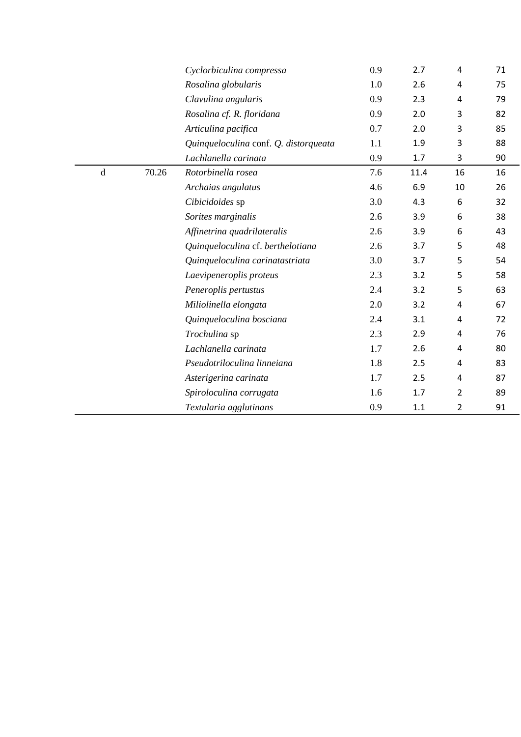| | | | | | | |
|---|---|---|---|---|---|---|
| | | *Cyclorbiculina compressa* | 0.9 | 2.7 | 4 | 71 |
| | | *Rosalina globularis* | 1.0 | 2.6 | 4 | 75 |
| | | *Clavulina angularis* | 0.9 | 2.3 | 4 | 79 |
| | | *Rosalina cf. R. floridana* | 0.9 | 2.0 | 3 | 82 |
| | | *Articulina pacifica* | 0.7 | 2.0 | 3 | 85 |
| | | *Quinqueloculina* conf. *Q. distorqueata* | 1.1 | 1.9 | 3 | 88 |
| | | *Lachlanella carinata* | 0.9 | 1.7 | 3 | 90 |
| d | 70.26 | *Rotorbinella rosea* | 7.6 | 11.4 | 16 | 16 |
| | | *Archaias angulatus* | 4.6 | 6.9 | 10 | 26 |
| | | *Cibicidoides* sp | 3.0 | 4.3 | 6 | 32 |
| | | *Sorites marginalis* | 2.6 | 3.9 | 6 | 38 |
| | | *Affinetrina quadrilateralis* | 2.6 | 3.9 | 6 | 43 |
| | | *Quinqueloculina* cf. *berthelotiana* | 2.6 | 3.7 | 5 | 48 |
| | | *Quinqueloculina carinatastriata* | 3.0 | 3.7 | 5 | 54 |
| | | *Laevipeneroplis proteus* | 2.3 | 3.2 | 5 | 58 |
| | | *Peneroplis pertustus* | 2.4 | 3.2 | 5 | 63 |
| | | *Miliolinella elongata* | 2.0 | 3.2 | 4 | 67 |
| | | *Quinqueloculina bosciana* | 2.4 | 3.1 | 4 | 72 |
| | | *Trochulina* sp | 2.3 | 2.9 | 4 | 76 |
| | | *Lachlanella carinata* | 1.7 | 2.6 | 4 | 80 |
| | | *Pseudotriloculina linneiana* | 1.8 | 2.5 | 4 | 83 |
| | | *Asterigerina carinata* | 1.7 | 2.5 | 4 | 87 |
| | | *Spiroloculina corrugata* | 1.6 | 1.7 | 2 | 89 |
| | | *Textularia agglutinans* | 0.9 | 1.1 | 2 | 91 |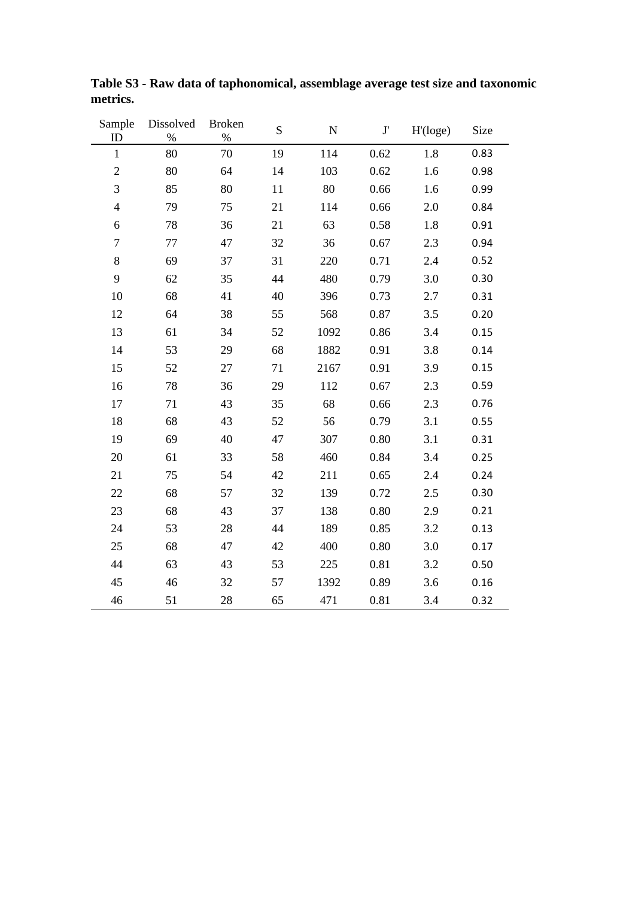**Table S3 - Raw data of taphonomical, assemblage average test size and taxonomic metrics.**

| Sample ID | Dissolved % | Broken % | S | N | J' | H'(loge) | Size |
|---|---|---|---|---|---|---|---|
| 1 | 80 | 70 | 19 | 114 | 0.62 | 1.8 | 0.83 |
| 2 | 80 | 64 | 14 | 103 | 0.62 | 1.6 | 0.98 |
| 3 | 85 | 80 | 11 | 80 | 0.66 | 1.6 | 0.99 |
| 4 | 79 | 75 | 21 | 114 | 0.66 | 2.0 | 0.84 |
| 6 | 78 | 36 | 21 | 63 | 0.58 | 1.8 | 0.91 |
| 7 | 77 | 47 | 32 | 36 | 0.67 | 2.3 | 0.94 |
| 8 | 69 | 37 | 31 | 220 | 0.71 | 2.4 | 0.52 |
| 9 | 62 | 35 | 44 | 480 | 0.79 | 3.0 | 0.30 |
| 10 | 68 | 41 | 40 | 396 | 0.73 | 2.7 | 0.31 |
| 12 | 64 | 38 | 55 | 568 | 0.87 | 3.5 | 0.20 |
| 13 | 61 | 34 | 52 | 1092 | 0.86 | 3.4 | 0.15 |
| 14 | 53 | 29 | 68 | 1882 | 0.91 | 3.8 | 0.14 |
| 15 | 52 | 27 | 71 | 2167 | 0.91 | 3.9 | 0.15 |
| 16 | 78 | 36 | 29 | 112 | 0.67 | 2.3 | 0.59 |
| 17 | 71 | 43 | 35 | 68 | 0.66 | 2.3 | 0.76 |
| 18 | 68 | 43 | 52 | 56 | 0.79 | 3.1 | 0.55 |
| 19 | 69 | 40 | 47 | 307 | 0.80 | 3.1 | 0.31 |
| 20 | 61 | 33 | 58 | 460 | 0.84 | 3.4 | 0.25 |
| 21 | 75 | 54 | 42 | 211 | 0.65 | 2.4 | 0.24 |
| 22 | 68 | 57 | 32 | 139 | 0.72 | 2.5 | 0.30 |
| 23 | 68 | 43 | 37 | 138 | 0.80 | 2.9 | 0.21 |
| 24 | 53 | 28 | 44 | 189 | 0.85 | 3.2 | 0.13 |
| 25 | 68 | 47 | 42 | 400 | 0.80 | 3.0 | 0.17 |
| 44 | 63 | 43 | 53 | 225 | 0.81 | 3.2 | 0.50 |
| 45 | 46 | 32 | 57 | 1392 | 0.89 | 3.6 | 0.16 |
| 46 | 51 | 28 | 65 | 471 | 0.81 | 3.4 | 0.32 |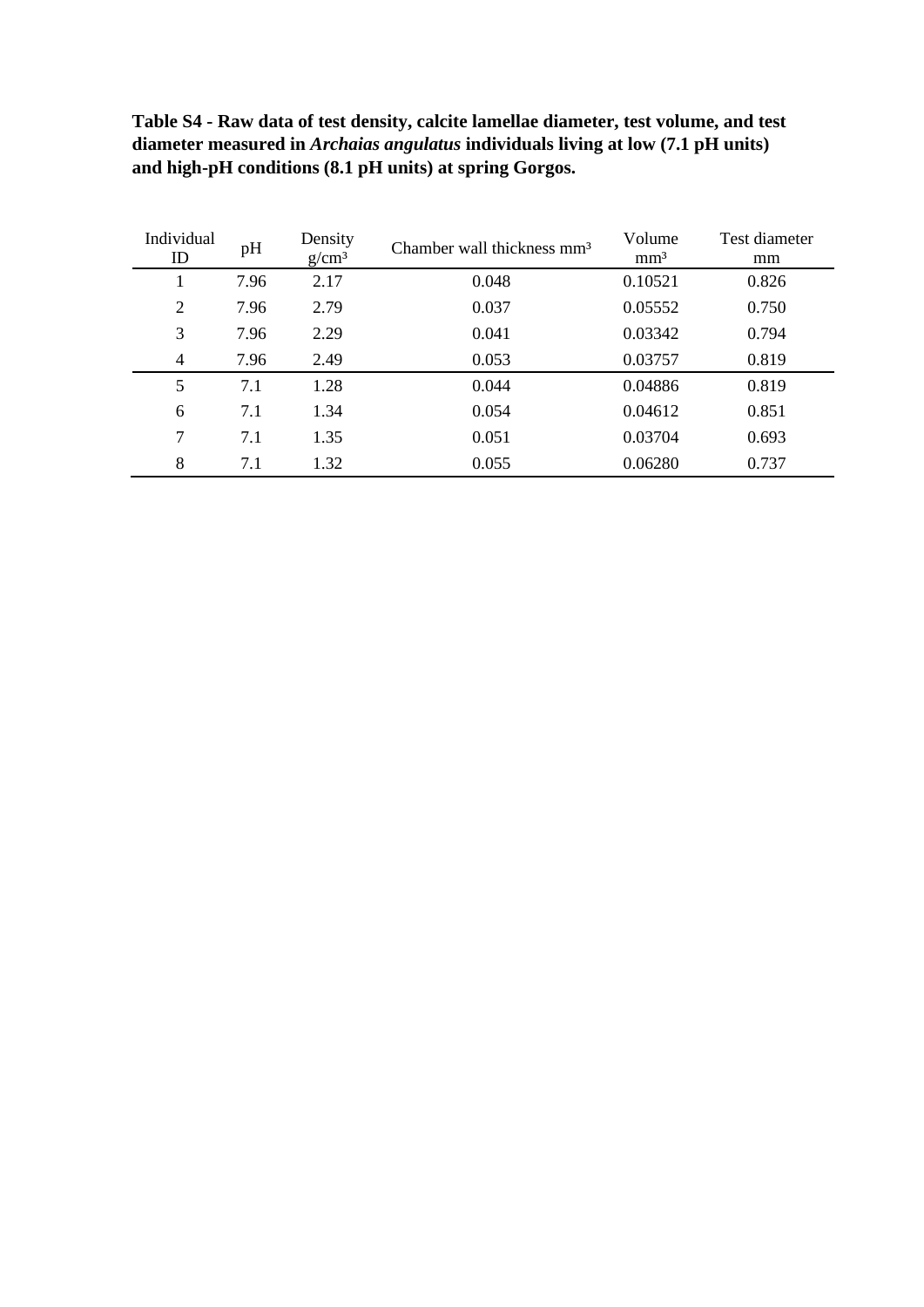**Table S4 - Raw data of test density, calcite lamellae diameter, test volume, and test diameter measured in *Archaias angulatus* individuals living at low (7.1 pH units) and high-pH conditions (8.1 pH units) at spring Gorgos.**

| Individual ID | pH | Density g/cm³ | Chamber wall thickness mm³ | Volume mm³ | Test diameter mm |
|---|---|---|---|---|---|
| 1 | 7.96 | 2.17 | 0.048 | 0.10521 | 0.826 |
| 2 | 7.96 | 2.79 | 0.037 | 0.05552 | 0.750 |
| 3 | 7.96 | 2.29 | 0.041 | 0.03342 | 0.794 |
| 4 | 7.96 | 2.49 | 0.053 | 0.03757 | 0.819 |
| 5 | 7.1 | 1.28 | 0.044 | 0.04886 | 0.819 |
| 6 | 7.1 | 1.34 | 0.054 | 0.04612 | 0.851 |
| 7 | 7.1 | 1.35 | 0.051 | 0.03704 | 0.693 |
| 8 | 7.1 | 1.32 | 0.055 | 0.06280 | 0.737 |